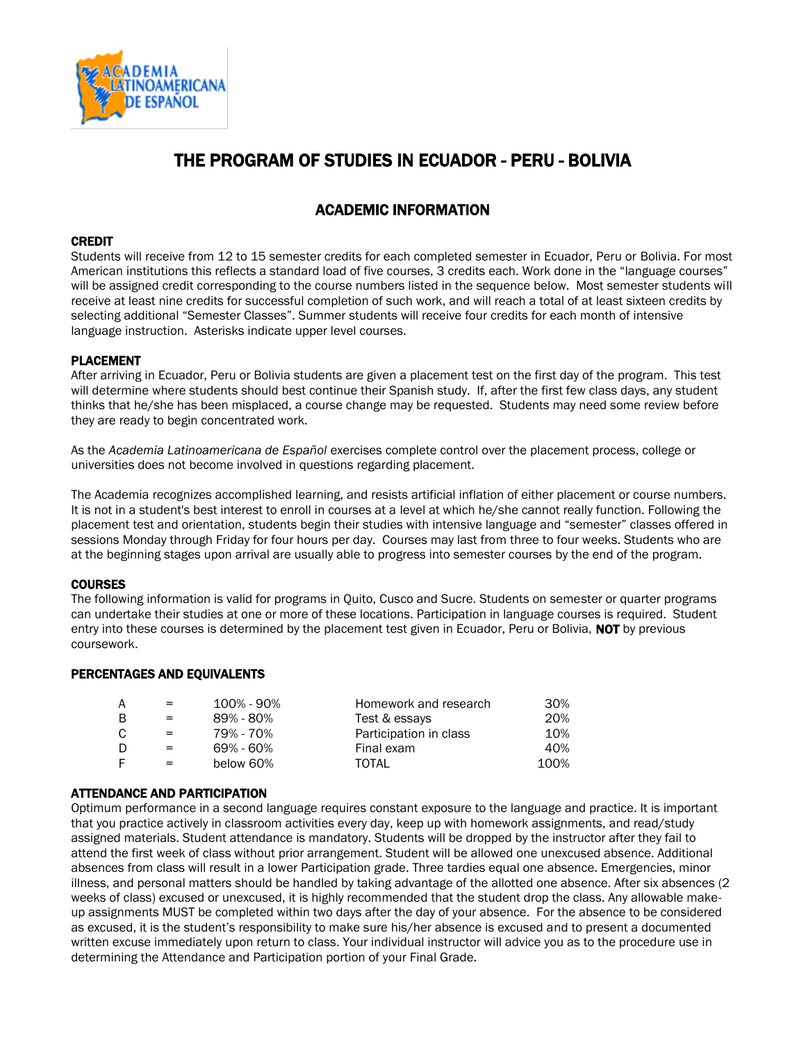# THE PROGRAM OF STUDIES IN ECUADOR - PERU - BOLIVIA

## ACADEMIC INFORMATION

### CREDIT

Students will receive from 12 to 15 semester credits for each completed semester in Ecuador, Peru or Bolivia. For most American institutions this reflects a standard load of five courses, 3 credits each. Work done in the "language courses" will be assigned credit corresponding to the course numbers listed in the sequence below. Most semester students will receive at least nine credits for successful completion of such work, and will reach a total of at least sixteen credits by selecting additional "Semester Classes". Summer students will receive four credits for each month of intensive language instruction. Asterisks indicate upper level courses.

### PLACEMENT

After arriving in Ecuador, Peru or Bolivia students are given a placement test on the first day of the program. This test will determine where students should best continue their Spanish study. If, after the first few class days, any student thinks that he/she has been misplaced, a course change may be requested. Students may need some review before they are ready to begin concentrated work.

As the *Academia Latinoamericana de Español* exercises complete control over the placement process, college or universities does not become involved in questions regarding placement.

The Academia recognizes accomplished learning, and resists artificial inflation of either placement or course numbers. It is not in a student's best interest to enroll in courses at a level at which he/she cannot really function. Following the placement test and orientation, students begin their studies with intensive language and "semester" classes offered in sessions Monday through Friday for four hours per day. Courses may last from three to four weeks. Students who are at the beginning stages upon arrival are usually able to progress into semester courses by the end of the program.

### COURSES

The following information is valid for programs in Quito, Cusco and Sucre. Students on semester or quarter programs can undertake their studies at one or more of these locations. Participation in language courses is required. Student entry into these courses is determined by the placement test given in Ecuador, Peru or Bolivia, **NOT** by previous coursework.

### PERCENTAGES AND EQUIVALENTS

| Grade | | Range | Component | Weight |
|---|---|---|---|---|
| A | = | 100% - 90% | Homework and research | 30% |
| B | = | 89% - 80% | Test & essays | 20% |
| C | = | 79% - 70% | Participation in class | 10% |
| D | = | 69% - 60% | Final exam | 40% |
| F | = | below 60% | TOTAL | 100% |

### ATTENDANCE AND PARTICIPATION

Optimum performance in a second language requires constant exposure to the language and practice. It is important that you practice actively in classroom activities every day, keep up with homework assignments, and read/study assigned materials. Student attendance is mandatory. Students will be dropped by the instructor after they fail to attend the first week of class without prior arrangement. Student will be allowed one unexcused absence. Additional absences from class will result in a lower Participation grade. Three tardies equal one absence. Emergencies, minor illness, and personal matters should be handled by taking advantage of the allotted one absence. After six absences (2 weeks of class) excused or unexcused, it is highly recommended that the student drop the class. Any allowable make-up assignments MUST be completed within two days after the day of your absence. For the absence to be considered as excused, it is the student's responsibility to make sure his/her absence is excused and to present a documented written excuse immediately upon return to class. Your individual instructor will advice you as to the procedure use in determining the Attendance and Participation portion of your Final Grade.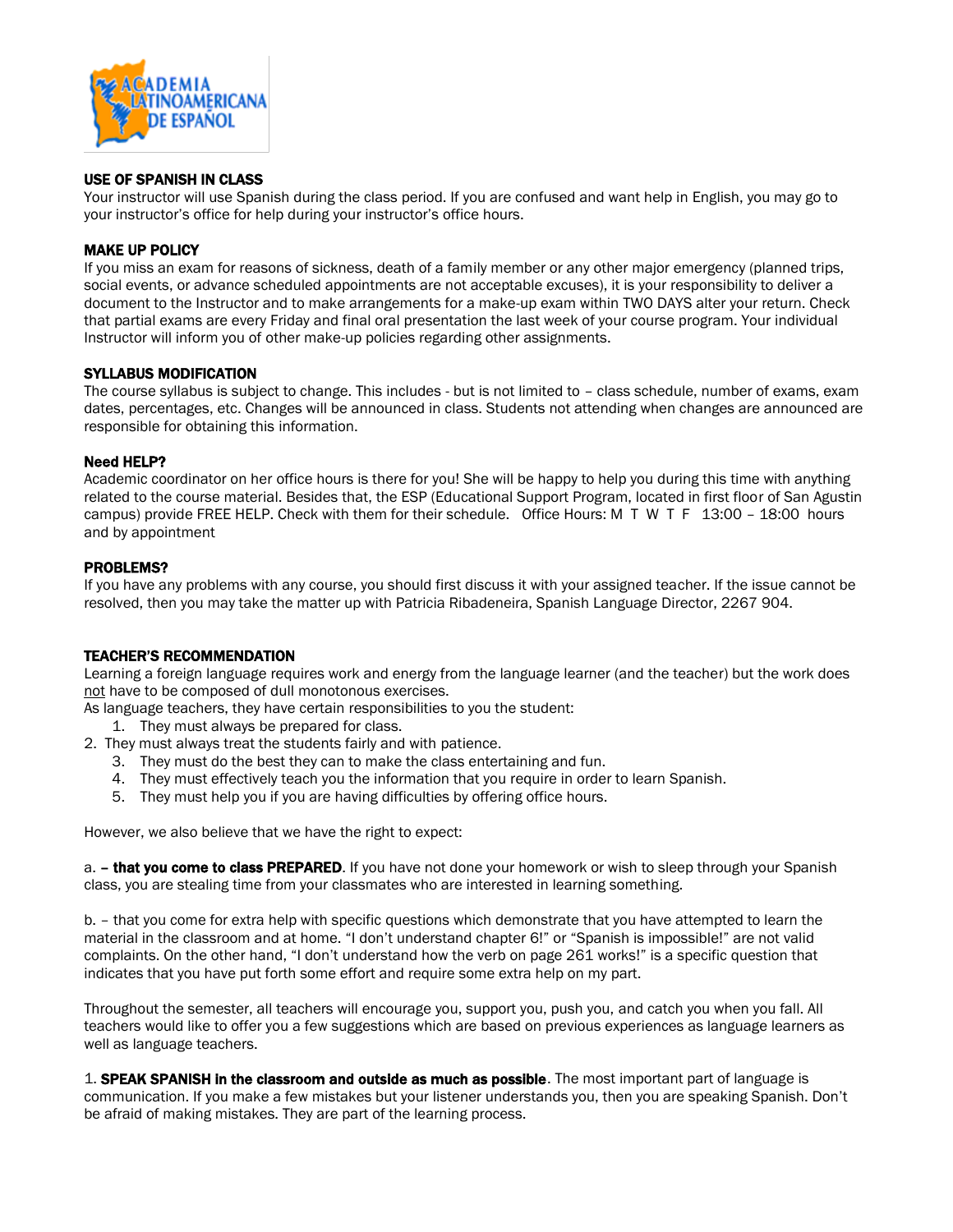### USE OF SPANISH IN CLASS

Your instructor will use Spanish during the class period. If you are confused and want help in English, you may go to your instructor's office for help during your instructor's office hours.

### MAKE UP POLICY

If you miss an exam for reasons of sickness, death of a family member or any other major emergency (planned trips, social events, or advance scheduled appointments are not acceptable excuses), it is your responsibility to deliver a document to the Instructor and to make arrangements for a make-up exam within TWO DAYS alter your return. Check that partial exams are every Friday and final oral presentation the last week of your course program. Your individual Instructor will inform you of other make-up policies regarding other assignments.

### SYLLABUS MODIFICATION

The course syllabus is subject to change. This includes - but is not limited to – class schedule, number of exams, exam dates, percentages, etc. Changes will be announced in class. Students not attending when changes are announced are responsible for obtaining this information.

### Need HELP?

Academic coordinator on her office hours is there for you! She will be happy to help you during this time with anything related to the course material. Besides that, the ESP (Educational Support Program, located in first floor of San Agustin campus) provide FREE HELP. Check with them for their schedule. Office Hours: M T W T F 13:00 – 18:00 hours and by appointment

### PROBLEMS?

If you have any problems with any course, you should first discuss it with your assigned teacher. If the issue cannot be resolved, then you may take the matter up with Patricia Ribadeneira, Spanish Language Director, 2267 904.

### TEACHER'S RECOMMENDATION

Learning a foreign language requires work and energy from the language learner (and the teacher) but the work does not have to be composed of dull monotonous exercises.

As language teachers, they have certain responsibilities to you the student:

1. They must always be prepared for class.
2. They must always treat the students fairly and with patience.
3. They must do the best they can to make the class entertaining and fun.
4. They must effectively teach you the information that you require in order to learn Spanish.
5. They must help you if you are having difficulties by offering office hours.

However, we also believe that we have the right to expect:

a. **– that you come to class PREPARED**. If you have not done your homework or wish to sleep through your Spanish class, you are stealing time from your classmates who are interested in learning something.

b. – that you come for extra help with specific questions which demonstrate that you have attempted to learn the material in the classroom and at home. "I don't understand chapter 6!" or "Spanish is impossible!" are not valid complaints. On the other hand, "I don't understand how the verb on page 261 works!" is a specific question that indicates that you have put forth some effort and require some extra help on my part.

Throughout the semester, all teachers will encourage you, support you, push you, and catch you when you fall. All teachers would like to offer you a few suggestions which are based on previous experiences as language learners as well as language teachers.

1. **SPEAK SPANISH in the classroom and outside as much as possible**. The most important part of language is communication. If you make a few mistakes but your listener understands you, then you are speaking Spanish. Don't be afraid of making mistakes. They are part of the learning process.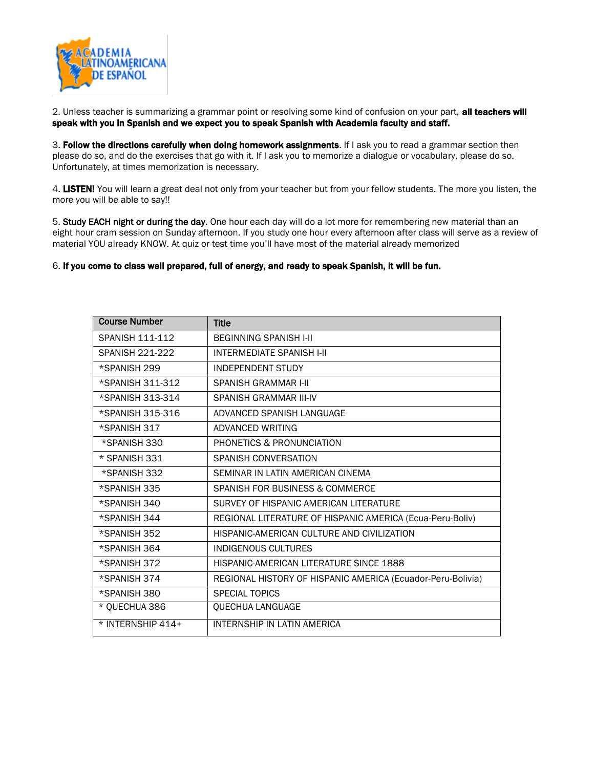2. Unless teacher is summarizing a grammar point or resolving some kind of confusion on your part, **all teachers will speak with you in Spanish and we expect you to speak Spanish with Academia faculty and staff.**

3. **Follow the directions carefully when doing homework assignments**. If I ask you to read a grammar section then please do so, and do the exercises that go with it. If I ask you to memorize a dialogue or vocabulary, please do so. Unfortunately, at times memorization is necessary.

4. **LISTEN!** You will learn a great deal not only from your teacher but from your fellow students. The more you listen, the more you will be able to say!!

5. **Study EACH night or during the day**. One hour each day will do a lot more for remembering new material than an eight hour cram session on Sunday afternoon. If you study one hour every afternoon after class will serve as a review of material YOU already KNOW. At quiz or test time you'll have most of the material already memorized

6. **If you come to class well prepared, full of energy, and ready to speak Spanish, it will be fun.**

| Course Number | Title |
|---|---|
| SPANISH 111-112 | BEGINNING SPANISH I-II |
| SPANISH 221-222 | INTERMEDIATE SPANISH I-II |
| *SPANISH 299 | INDEPENDENT STUDY |
| *SPANISH 311-312 | SPANISH GRAMMAR I-II |
| *SPANISH 313-314 | SPANISH GRAMMAR III-IV |
| *SPANISH 315-316 | ADVANCED SPANISH LANGUAGE |
| *SPANISH 317 | ADVANCED WRITING |
| *SPANISH 330 | PHONETICS & PRONUNCIATION |
| * SPANISH 331 | SPANISH CONVERSATION |
| *SPANISH 332 | SEMINAR IN LATIN AMERICAN CINEMA |
| *SPANISH 335 | SPANISH FOR BUSINESS & COMMERCE |
| *SPANISH 340 | SURVEY OF HISPANIC AMERICAN LITERATURE |
| *SPANISH 344 | REGIONAL LITERATURE OF HISPANIC AMERICA (Ecua-Peru-Boliv) |
| *SPANISH 352 | HISPANIC-AMERICAN CULTURE AND CIVILIZATION |
| *SPANISH 364 | INDIGENOUS CULTURES |
| *SPANISH 372 | HISPANIC-AMERICAN LITERATURE SINCE 1888 |
| *SPANISH 374 | REGIONAL HISTORY OF HISPANIC AMERICA (Ecuador-Peru-Bolivia) |
| *SPANISH 380 | SPECIAL TOPICS |
| * QUECHUA 386 | QUECHUA LANGUAGE |
| * INTERNSHIP 414+ | INTERNSHIP IN LATIN AMERICA |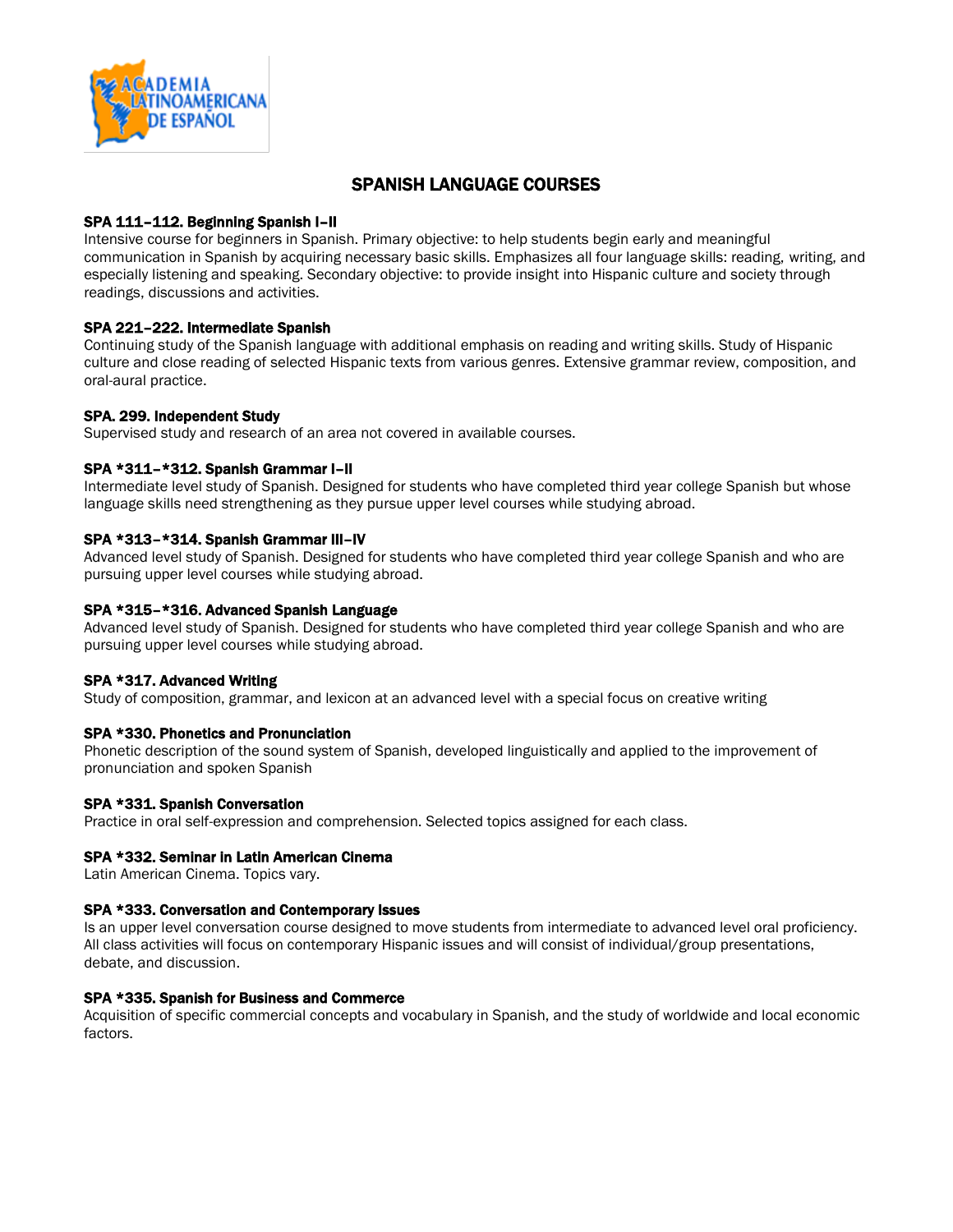## SPANISH LANGUAGE COURSES

**SPA 111–112. Beginning Spanish I–II**
Intensive course for beginners in Spanish. Primary objective: to help students begin early and meaningful communication in Spanish by acquiring necessary basic skills. Emphasizes all four language skills: reading, writing, and especially listening and speaking. Secondary objective: to provide insight into Hispanic culture and society through readings, discussions and activities.

**SPA 221–222. Intermediate Spanish**
Continuing study of the Spanish language with additional emphasis on reading and writing skills. Study of Hispanic culture and close reading of selected Hispanic texts from various genres. Extensive grammar review, composition, and oral-aural practice.

**SPA. 299. Independent Study**
Supervised study and research of an area not covered in available courses.

**SPA *311–*312. Spanish Grammar I–II**
Intermediate level study of Spanish. Designed for students who have completed third year college Spanish but whose language skills need strengthening as they pursue upper level courses while studying abroad.

**SPA *313–*314. Spanish Grammar III–IV**
Advanced level study of Spanish. Designed for students who have completed third year college Spanish and who are pursuing upper level courses while studying abroad.

**SPA *315–*316. Advanced Spanish Language**
Advanced level study of Spanish. Designed for students who have completed third year college Spanish and who are pursuing upper level courses while studying abroad.

**SPA *317. Advanced Writing**
Study of composition, grammar, and lexicon at an advanced level with a special focus on creative writing

**SPA *330. Phonetics and Pronunciation**
Phonetic description of the sound system of Spanish, developed linguistically and applied to the improvement of pronunciation and spoken Spanish

**SPA *331. Spanish Conversation**
Practice in oral self-expression and comprehension. Selected topics assigned for each class.

**SPA *332. Seminar in Latin American Cinema**
Latin American Cinema. Topics vary.

**SPA *333. Conversation and Contemporary Issues**
Is an upper level conversation course designed to move students from intermediate to advanced level oral proficiency. All class activities will focus on contemporary Hispanic issues and will consist of individual/group presentations, debate, and discussion.

**SPA *335. Spanish for Business and Commerce**
Acquisition of specific commercial concepts and vocabulary in Spanish, and the study of worldwide and local economic factors.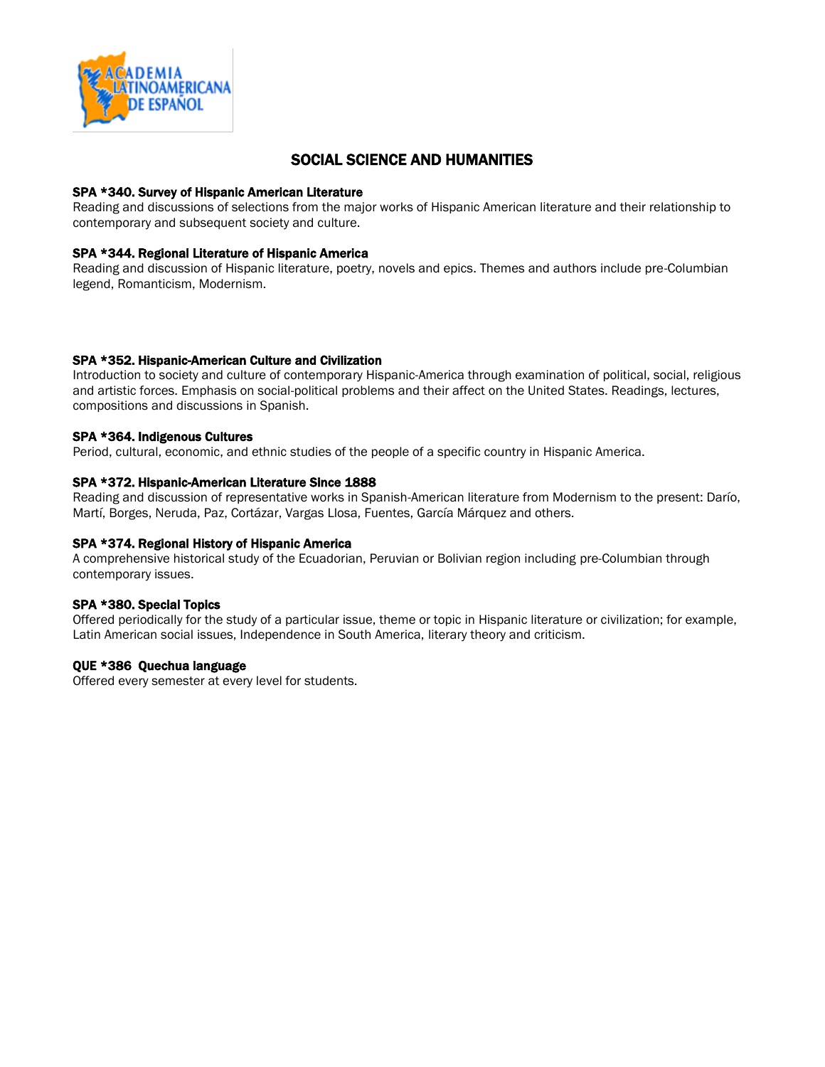## SOCIAL SCIENCE AND HUMANITIES

**SPA *340. Survey of Hispanic American Literature**
Reading and discussions of selections from the major works of Hispanic American literature and their relationship to contemporary and subsequent society and culture.

**SPA *344. Regional Literature of Hispanic America**
Reading and discussion of Hispanic literature, poetry, novels and epics. Themes and authors include pre-Columbian legend, Romanticism, Modernism.

**SPA *352. Hispanic-American Culture and Civilization**
Introduction to society and culture of contemporary Hispanic-America through examination of political, social, religious and artistic forces. Emphasis on social-political problems and their affect on the United States. Readings, lectures, compositions and discussions in Spanish.

**SPA *364. Indigenous Cultures**
Period, cultural, economic, and ethnic studies of the people of a specific country in Hispanic America.

**SPA *372. Hispanic-American Literature Since 1888**
Reading and discussion of representative works in Spanish-American literature from Modernism to the present: Darío, Martí, Borges, Neruda, Paz, Cortázar, Vargas Llosa, Fuentes, García Márquez and others.

**SPA *374. Regional History of Hispanic America**
A comprehensive historical study of the Ecuadorian, Peruvian or Bolivian region including pre-Columbian through contemporary issues.

**SPA *380. Special Topics**
Offered periodically for the study of a particular issue, theme or topic in Hispanic literature or civilization; for example, Latin American social issues, Independence in South America, literary theory and criticism.

**QUE *386 Quechua language**
Offered every semester at every level for students.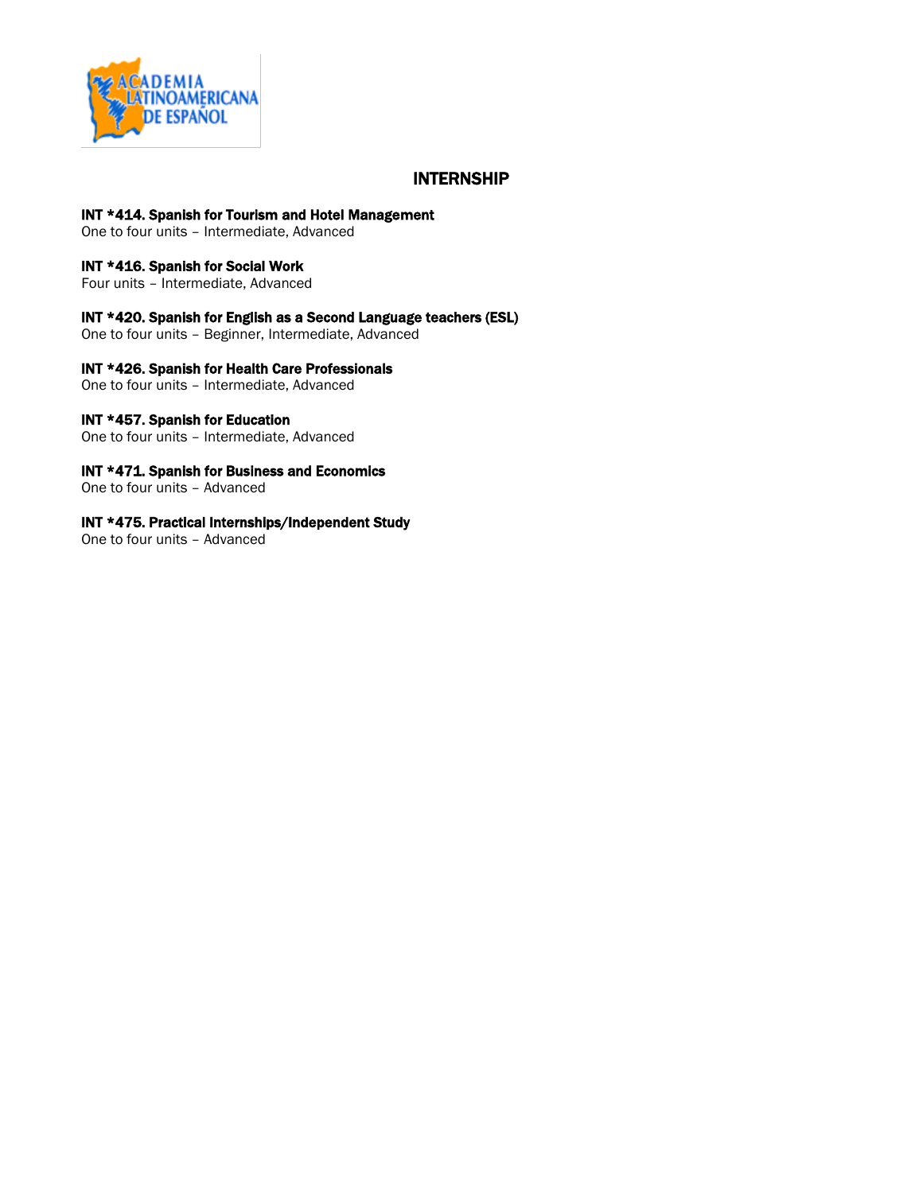# INTERNSHIP

**INT *414. Spanish for Tourism and Hotel Management**
One to four units – Intermediate, Advanced

**INT *416. Spanish for Social Work**
Four units – Intermediate, Advanced

**INT *420. Spanish for English as a Second Language teachers (ESL)**
One to four units – Beginner, Intermediate, Advanced

**INT *426. Spanish for Health Care Professionals**
One to four units – Intermediate, Advanced

**INT *457. Spanish for Education**
One to four units – Intermediate, Advanced

**INT *471. Spanish for Business and Economics**
One to four units – Advanced

**INT *475. Practical Internships/Independent Study**
One to four units – Advanced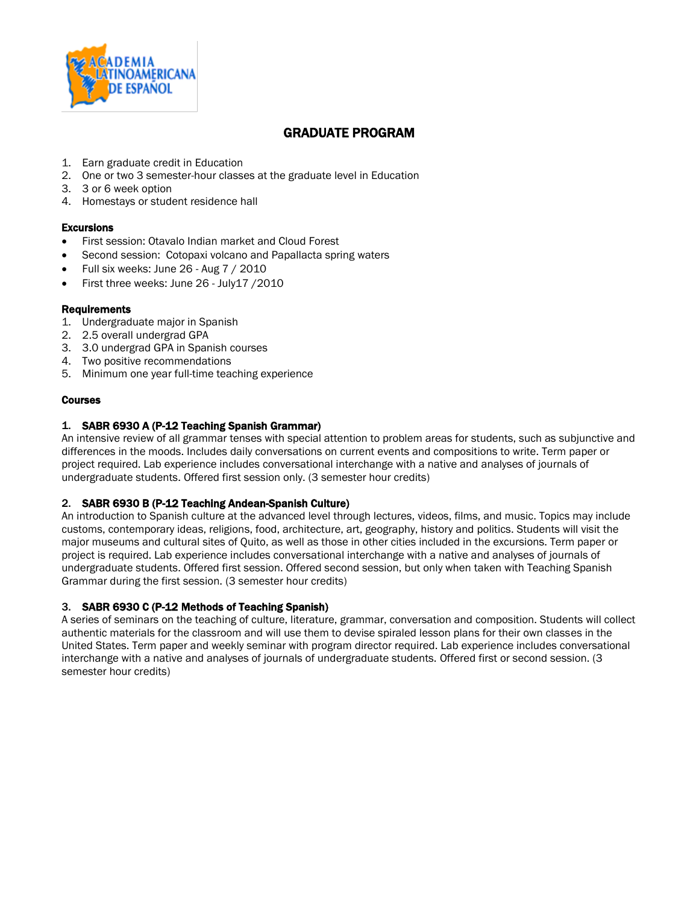# GRADUATE PROGRAM

1. Earn graduate credit in Education
2. One or two 3 semester-hour classes at the graduate level in Education
3. 3 or 6 week option
4. Homestays or student residence hall

**Excursions**

- First session: Otavalo Indian market and Cloud Forest
- Second session: Cotopaxi volcano and Papallacta spring waters
- Full six weeks: June 26 - Aug 7 / 2010
- First three weeks: June 26 - July17 /2010

**Requirements**

1. Undergraduate major in Spanish
2. 2.5 overall undergrad GPA
3. 3.0 undergrad GPA in Spanish courses
4. Two positive recommendations
5. Minimum one year full-time teaching experience

**Courses**

**1. SABR 6930 A (P-12 Teaching Spanish Grammar)**

An intensive review of all grammar tenses with special attention to problem areas for students, such as subjunctive and differences in the moods. Includes daily conversations on current events and compositions to write. Term paper or project required. Lab experience includes conversational interchange with a native and analyses of journals of undergraduate students. Offered first session only. (3 semester hour credits)

**2. SABR 6930 B (P-12 Teaching Andean-Spanish Culture)**

An introduction to Spanish culture at the advanced level through lectures, videos, films, and music. Topics may include customs, contemporary ideas, religions, food, architecture, art, geography, history and politics. Students will visit the major museums and cultural sites of Quito, as well as those in other cities included in the excursions. Term paper or project is required. Lab experience includes conversational interchange with a native and analyses of journals of undergraduate students. Offered first session. Offered second session, but only when taken with Teaching Spanish Grammar during the first session. (3 semester hour credits)

**3. SABR 6930 C (P-12 Methods of Teaching Spanish)**

A series of seminars on the teaching of culture, literature, grammar, conversation and composition. Students will collect authentic materials for the classroom and will use them to devise spiraled lesson plans for their own classes in the United States. Term paper and weekly seminar with program director required. Lab experience includes conversational interchange with a native and analyses of journals of undergraduate students. Offered first or second session. (3 semester hour credits)